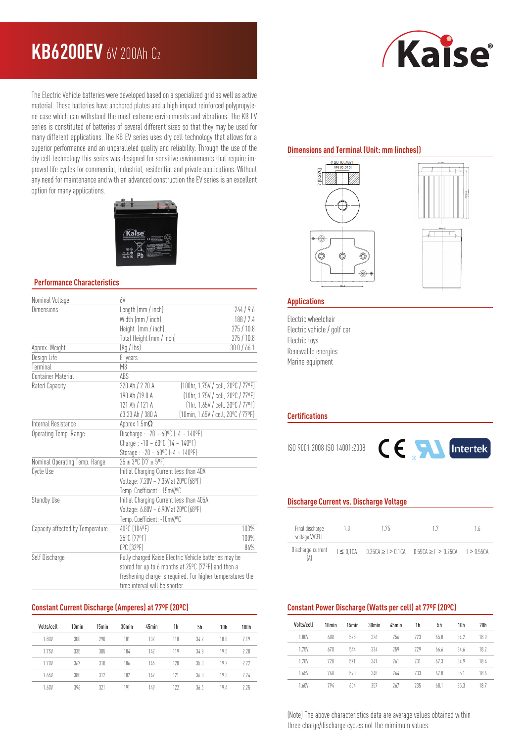# KB6200EV 6V 200Ah $C_2$

The Electric Vehicle batteries were developed based on a specialized grid as well as active material. These batteries have anchored plates and a high impact reinforced polypropylene case which can withstand the most extreme environments and vibrations. The KB EV series is constituted of batteries of several different sizes so that they may be used for many different applications. The KB EV series uses dry cell technology that allows for a superior performance and an unparalleled quality and reliability. Through the use of the dry cell technology this series was designed for sensitive environments that require improved life cycles for commercial, industrial, residential and private applications. Without any need for maintenance and with an advanced construction the EV series is an excellent option for many applications.

## Performance Characteristics

| | | |
|---|---|---|
| Nominal Voltage | 6V | |
| Dimensions | Length (mm / inch) | 244 / 9.6 |
| | Width (mm / inch) | 188 / 7.4 |
| | Height (mm / inch) | 275 / 10.8 |
| | Total Height (mm / inch) | 275 / 10.8 |
| Approx. Weight | (Kg / lbs) | 30.0 / 66.1 |
| Design Life | 8 years | |
| Terminal | M8 | |
| Container Material | ABS | |
| Rated Capacity | 220 Ah / 2.20 A | (100hr, 1.75V / cell, 20ºC / 77ºF) |
| | 190 Ah /19.0 A | (10hr, 1.75V / cell, 20ºC / 77ºF) |
| | 121 Ah / 121 A | (1hr, 1.65V / cell, 20ºC / 77ºF) |
| | 63.33 Ah / 380 A | (10min, 1.65V / cell, 20ºC / 77ºF) |
| Internal Resistance | Approx 1.5mΩ | |
| Operating Temp. Range | Discharge : -20 ~ 60ºC (-4 ~ 140ºF) | |
| | Charge : -10 ~ 60ºC (14 ~ 140ºF) | |
| | Storage : -20 ~ 60ºC (-4 ~ 140ºF) | |
| Nominal Operating Temp. Range | 25 ± 3ºC (77 ± 5ºF) | |
| Cycle Use | Initial Charging Current less than 40A | |
| | Voltage: 7.20V ~ 7.35V at 20ºC (68ºF) | |
| | Temp. Coefficient: -15mV/ºC | |
| Standby Use | Initial Charging Current less than 40.5A | |
| | Voltage: 6.80V ~ 6.90V at 20ºC (68ºF) | |
| | Temp. Coefficient: -10mV/ºC | |
| Capacity affected by Temperature | 40ºC (104ºF) | 103% |
| | 25ºC (77ºF) | 100% |
| | 0ºC (32ºF) | 86% |
| Self Discharge | Fully charged Kaise Electric Vehicle batteries may be stored for up to 6 months at 25ºC (77ºF) and then a freshening charge is required. For higher temperatures the time interval will be shorter. | |

## Dimensions and Terminal (Unit: mm (inches))

Φ20 [0.787]
M8 [0.315]
7 [0.276]

## Applications

Electric wheelchair
Electric vehicle / golf car
Electric toys
Renewable energies
Marine equipment

## Certifications

ISO 9001:2008 ISO 14001:2008

## Discharge Current vs. Discharge Voltage

| Final discharge voltage V/CELL | 1.8 | 1.75 | 1.7 | 1.6 |
|---|---|---|---|---|
| Discharge current (A) | I ≤ 0.1CA | 0.25CA ≥ I > 0.1CA | 0.55CA ≥ I > 0.25CA | I > 0.55CA |

## Constant Current Discharge (Amperes) at 77ºF (20ºC)

| Volts/cell | 10min | 15min | 30min | 45min | 1h | 5h | 10h | 100h |
|---|---|---|---|---|---|---|---|---|
| 1.80V | 300 | 290 | 181 | 137 | 118 | 34.2 | 18.8 | 2.19 |
| 1.75V | 335 | 305 | 184 | 142 | 119 | 34.8 | 19.0 | 2.20 |
| 1.70V | 367 | 310 | 186 | 145 | 120 | 35.3 | 19.2 | 2.22 |
| 1.65V | 380 | 317 | 187 | 147 | 121 | 36.0 | 19.3 | 2.24 |
| 1.60V | 396 | 321 | 191 | 149 | 122 | 36.5 | 19.4 | 2.25 |

## Constant Power Discharge (Watts per cell) at 77ºF (20ºC)

| Volts/cell | 10min | 15min | 30min | 45min | 1h | 5h | 10h | 20h |
|---|---|---|---|---|---|---|---|---|
| 1.80V | 600 | 525 | 326 | 256 | 223 | 65.8 | 34.2 | 18.0 |
| 1.75V | 670 | 544 | 334 | 259 | 229 | 66.6 | 34.6 | 18.2 |
| 1.70V | 728 | 571 | 341 | 261 | 231 | 67.3 | 34.9 | 18.4 |
| 1.65V | 760 | 590 | 348 | 264 | 233 | 67.8 | 35.1 | 18.6 |
| 1.60V | 794 | 604 | 357 | 267 | 235 | 68.1 | 35.3 | 18.7 |

(Note) The above characteristics data are average values obtained within three charge/discharge cycles not the mimimum values.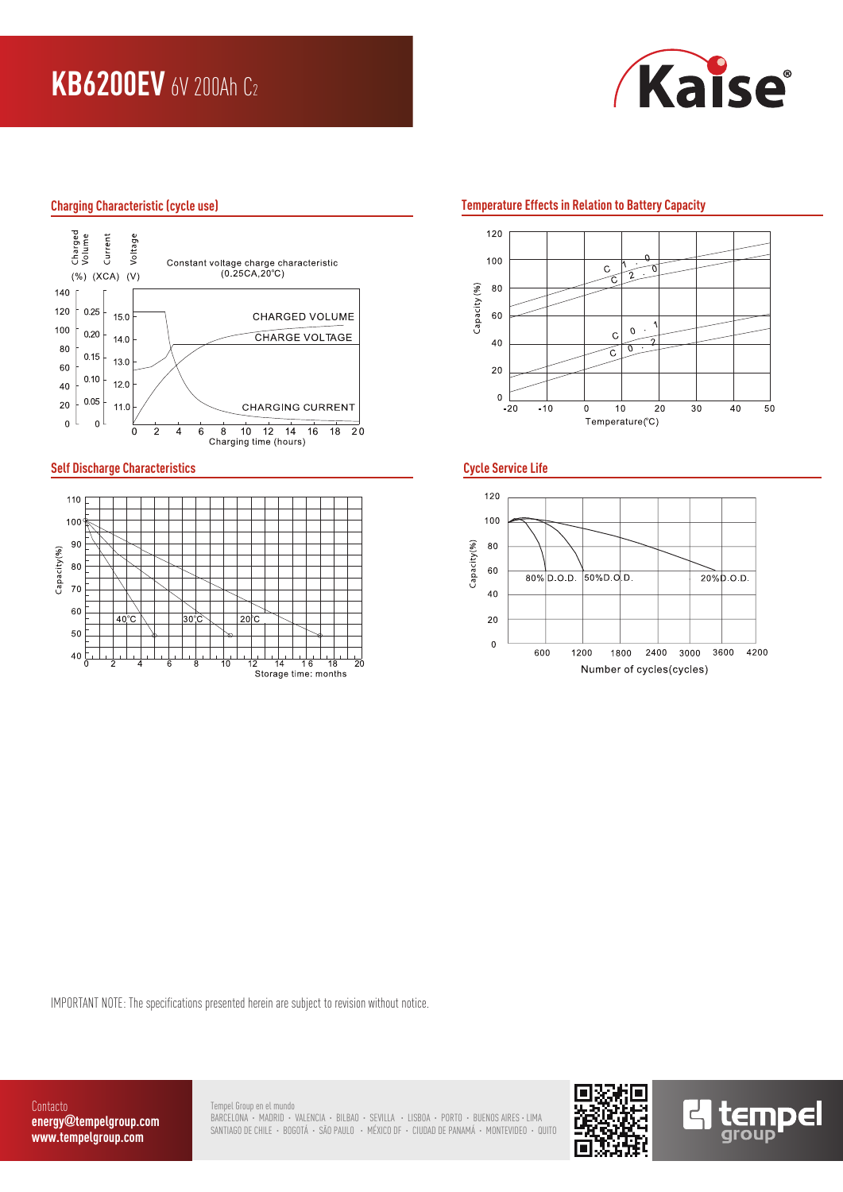# KB6200EV 6V 200Ah C2

Kaise

## Charging Characteristic (cycle use)

Charged Volume (%) Current (XCA) Voltage (V)

Constant voltage charge characteristic
(0.25CA,20°C)

140
120 0.25 15.0
100 0.20 14.0
80 0.15 13.0
60 0.10 12.0
40 0.05 11.0
20
0 0

CHARGED VOLUME
CHARGE VOLTAGE
CHARGING CURRENT

0 2 4 6 8 10 12 14 16 18 20
Charging time (hours)

## Temperature Effects in Relation to Battery Capacity

Capacity(%)

120 100 80 60 40 20 0

C1.0
C2.0
C0.1
C0.2

-20 -10 0 10 20 30 40 50
Temperature(°C)

## Self Discharge Characteristics

Capacity(%)

110 100 90 80 70 60 50 40

40°C 30°C 20°C

0 2 4 6 8 10 12 14 16 18 20
Storage time: months

## Cycle Service Life

Capacity(%)

120 100 80 60 40 20 0

80% D.O.D. 50%D.O.D. 20%D.O.D.

600 1200 1800 2400 3000 3600 4200
Number of cycles(cycles)

IMPORTANT NOTE: The specifications presented herein are subject to revision without notice.

Contacto
**energy@tempelgroup.com**
**www.tempelgroup.com**

Tempel Group en el mundo
BARCELONA · MADRID · VALENCIA · BILBAO · SEVILLA · LISBOA · PORTO · BUENOS AIRES · LIMA
SANTIAGO DE CHILE · BOGOTÁ · SÃO PAULO · MÉXICO DF · CIUDAD DE PANAMÁ · MONTEVIDEO · QUITO

tempel group